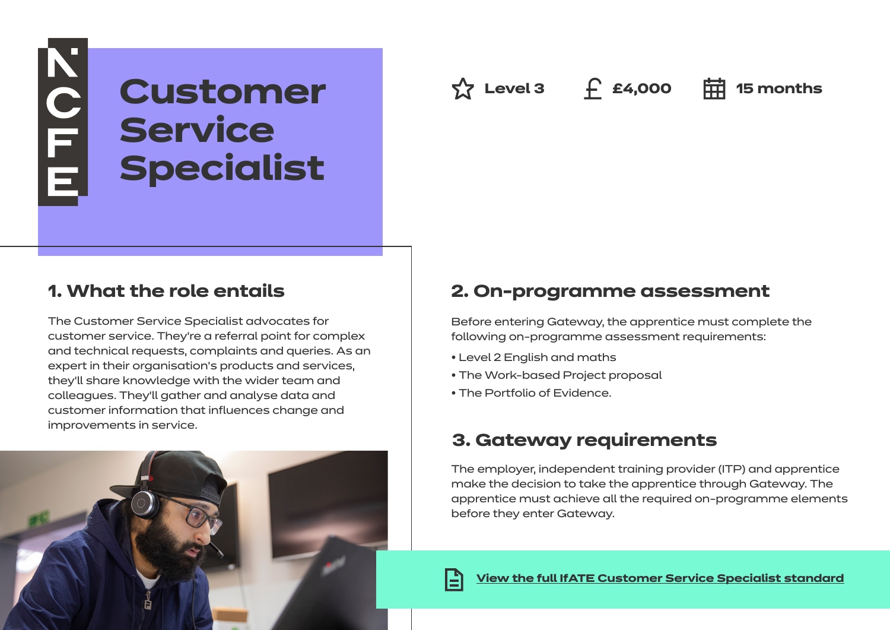NCFE

# Customer Service Specialist

Level 3 | £4,000 | 15 months

## 1. What the role entails

The Customer Service Specialist advocates for customer service. They're a referral point for complex and technical requests, complaints and queries. As an expert in their organisation's products and services, they'll share knowledge with the wider team and colleagues. They'll gather and analyse data and customer information that influences change and improvements in service.

## 2. On-programme assessment

Before entering Gateway, the apprentice must complete the following on-programme assessment requirements:

- Level 2 English and maths
- The Work-based Project proposal
- The Portfolio of Evidence.

## 3. Gateway requirements

The employer, independent training provider (ITP) and apprentice make the decision to take the apprentice through Gateway. The apprentice must achieve all the required on-programme elements before they enter Gateway.

View the full IfATE Customer Service Specialist standard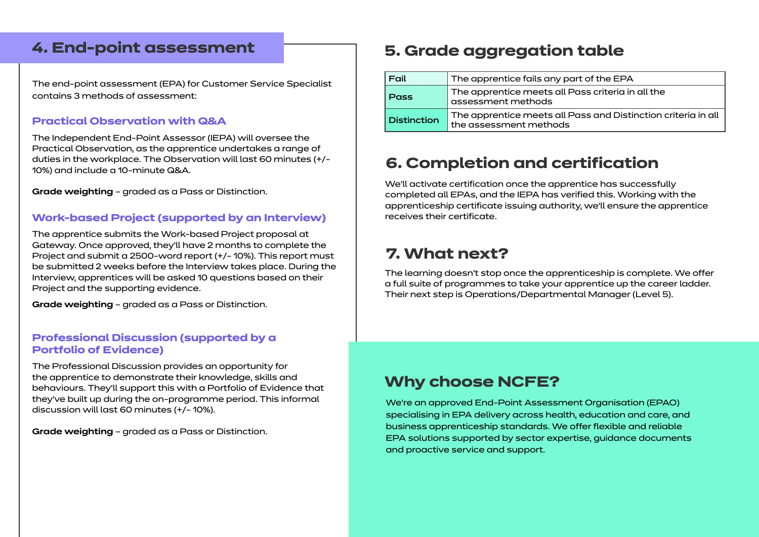## 4. End-point assessment

The end-point assessment (EPA) for Customer Service Specialist contains 3 methods of assessment:

### Practical Observation with Q&A

The Independent End-Point Assessor (IEPA) will oversee the Practical Observation, as the apprentice undertakes a range of duties in the workplace. The Observation will last 60 minutes (+/- 10%) and include a 10-minute Q&A.

**Grade weighting** – graded as a Pass or Distinction.

### Work-based Project (supported by an Interview)

The apprentice submits the Work-based Project proposal at Gateway. Once approved, they'll have 2 months to complete the Project and submit a 2500-word report (+/- 10%). This report must be submitted 2 weeks before the Interview takes place. During the Interview, apprentices will be asked 10 questions based on their Project and the supporting evidence.

**Grade weighting** – graded as a Pass or Distinction.

### Professional Discussion (supported by a Portfolio of Evidence)

The Professional Discussion provides an opportunity for the apprentice to demonstrate their knowledge, skills and behaviours. They'll support this with a Portfolio of Evidence that they've built up during the on-programme period. This informal discussion will last 60 minutes (+/- 10%).

**Grade weighting** – graded as a Pass or Distinction.

## 5. Grade aggregation table

| | |
|---|---|
| **Fail** | The apprentice fails any part of the EPA |
| **Pass** | The apprentice meets all Pass criteria in all the assessment methods |
| **Distinction** | The apprentice meets all Pass and Distinction criteria in all the assessment methods |

## 6. Completion and certification

We'll activate certification once the apprentice has successfully completed all EPAs, and the IEPA has verified this. Working with the apprenticeship certificate issuing authority, we'll ensure the apprentice receives their certificate.

## 7. What next?

The learning doesn't stop once the apprenticeship is complete. We offer a full suite of programmes to take your apprentice up the career ladder. Their next step is Operations/Departmental Manager (Level 5).

## Why choose NCFE?

We're an approved End-Point Assessment Organisation (EPAO) specialising in EPA delivery across health, education and care, and business apprenticeship standards. We offer flexible and reliable EPA solutions supported by sector expertise, guidance documents and proactive service and support.